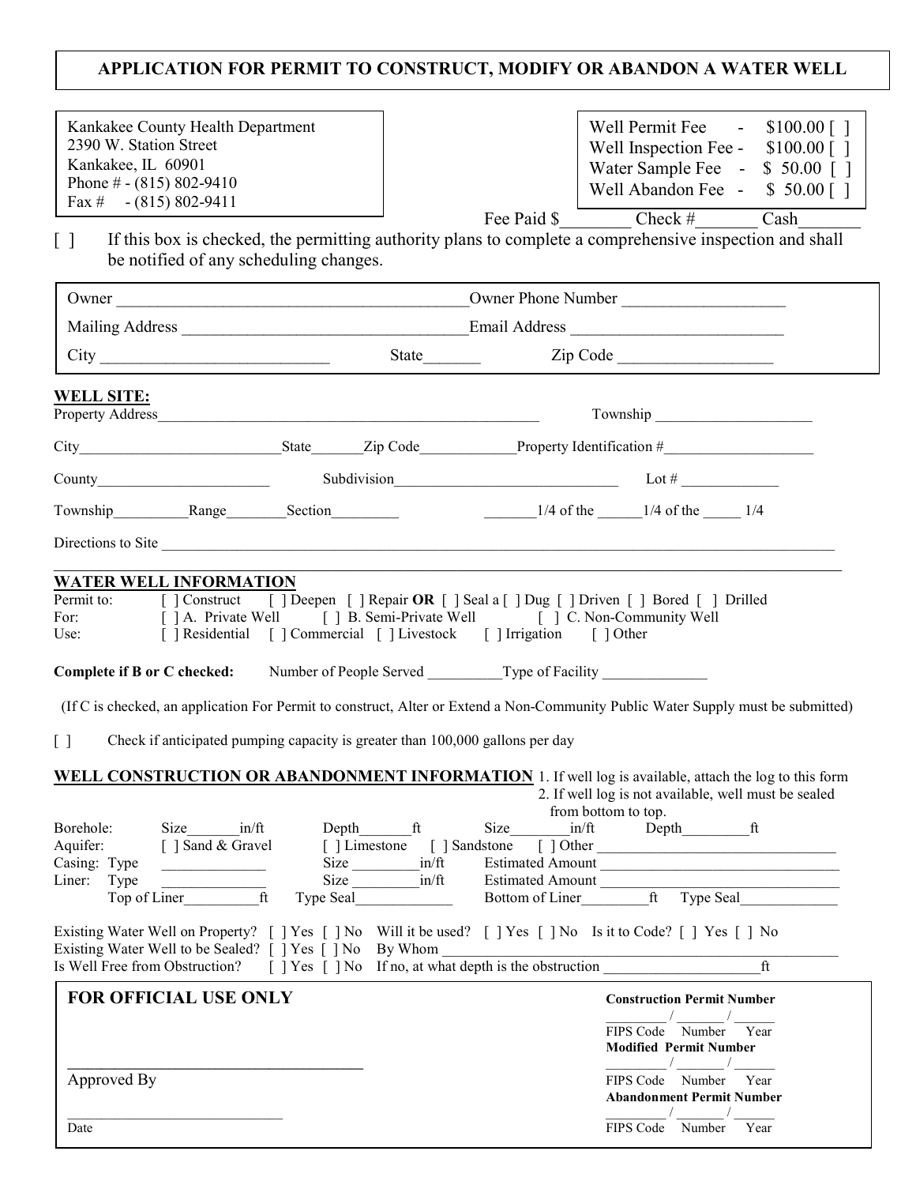# APPLICATION FOR PERMIT TO CONSTRUCT, MODIFY OR ABANDON A WATER WELL

Kankakee County Health Department
2390 W. Station Street
Kankakee, IL 60901
Phone # - (815) 802-9410
Fax # - (815) 802-9411

| | | |
|---|---|---|
| Well Permit Fee | - | $100.00 [ ] |
| Well Inspection Fee | - | $100.00 [ ] |
| Water Sample Fee | - | $ 50.00 [ ] |
| Well Abandon Fee | - | $ 50.00 [ ] |

Fee Paid $________ Check #_______ Cash_______

[ ] If this box is checked, the permitting authority plans to complete a comprehensive inspection and shall be notified of any scheduling changes.

Owner ____________________________________________ Owner Phone Number ____________________

Mailing Address ___________________________________ Email Address __________________________

City ____________________________ State_______ Zip Code ___________________

**WELL SITE:**

Property Address_____________________________________________________ Township ______________________

City___________________________State_______Zip Code_____________Property Identification #____________________

County________________________ Subdivision______________________________ Lot # _____________

Township__________Range________Section_________ _______1/4 of the ______1/4 of the _____ 1/4

Directions to Site ____________________________________________________________________________________________

__________________________________________________________________________________________________________

**WATER WELL INFORMATION**

Permit to: [ ] Construct [ ] Deepen [ ] Repair **OR** [ ] Seal a [ ] Dug [ ] Driven [ ] Bored [ ] Drilled

For: [ ] A. Private Well [ ] B. Semi-Private Well [ ] C. Non-Community Well

Use: [ ] Residential [ ] Commercial [ ] Livestock [ ] Irrigation [ ] Other

**Complete if B or C checked:** Number of People Served __________Type of Facility ______________

(If C is checked, an application For Permit to construct, Alter or Extend a Non-Community Public Water Supply must be submitted)

[ ] Check if anticipated pumping capacity is greater than 100,000 gallons per day

**WELL CONSTRUCTION OR ABANDONMENT INFORMATION**

1. If well log is available, attach the log to this form
2. If well log is not available, well must be sealed from bottom to top.

Borehole: Size_______in/ft Depth_______ft Size________in/ft Depth_________ft

Aquifer: [ ] Sand & Gravel [ ] Limestone [ ] Sandstone [ ] Other _________________________________

Casing: Type ______________ Size _________in/ft Estimated Amount _________________________________

Liner: Type ______________ Size _________in/ft Estimated Amount _________________________________

Top of Liner__________ft Type Seal_____________ Bottom of Liner_________ft Type Seal_____________

Existing Water Well on Property? [ ] Yes [ ] No Will it be used? [ ] Yes [ ] No Is it to Code? [ ] Yes [ ] No

Existing Water Well to be Sealed? [ ] Yes [ ] No By Whom ___________________________________________________

Is Well Free from Obstruction? [ ] Yes [ ] No If no, at what depth is the obstruction _____________________ft

## FOR OFFICIAL USE ONLY

___________________________________
Approved By

_____________________________
Date

**Construction Permit Number**
_________ / _______ / ______
FIPS Code Number Year

**Modified Permit Number**
_________ / _______ / ______
FIPS Code Number Year

**Abandonment Permit Number**
_________ / _______ / ______
FIPS Code Number Year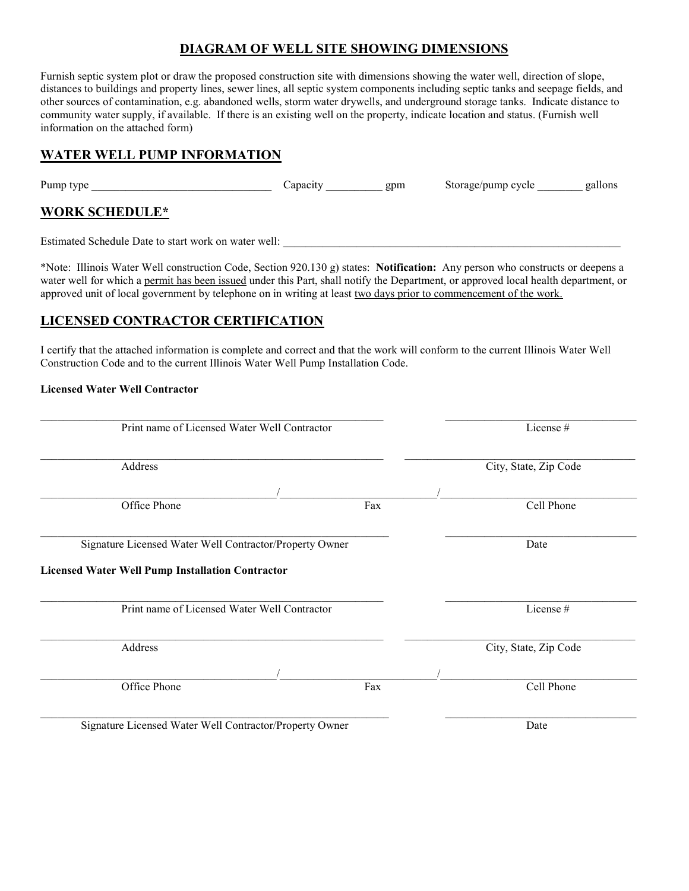## DIAGRAM OF WELL SITE SHOWING DIMENSIONS

Furnish septic system plot or draw the proposed construction site with dimensions showing the water well, direction of slope, distances to buildings and property lines, sewer lines, all septic system components including septic tanks and seepage fields, and other sources of contamination, e.g. abandoned wells, storm water drywells, and underground storage tanks. Indicate distance to community water supply, if available. If there is an existing well on the property, indicate location and status. (Furnish well information on the attached form)

## WATER WELL PUMP INFORMATION

Pump type ________________________________ Capacity __________ gpm Storage/pump cycle ________ gallons

## WORK SCHEDULE*

Estimated Schedule Date to start work on water well: ______________________________________________________________

*Note: Illinois Water Well construction Code, Section 920.130 g) states: **Notification:** Any person who constructs or deepens a water well for which a permit has been issued under this Part, shall notify the Department, or approved local health department, or approved unit of local government by telephone on in writing at least two days prior to commencement of the work.

## LICENSED CONTRACTOR CERTIFICATION

I certify that the attached information is complete and correct and that the work will conform to the current Illinois Water Well Construction Code and to the current Illinois Water Well Pump Installation Code.

**Licensed Water Well Contractor**

__________________________________________________________ __________________________________
Print name of Licensed Water Well Contractor License #

__________________________________________________________ __________________________________
Address City, State, Zip Code

__________________________________/__________________________/__________________________________
Office Phone Fax Cell Phone

__________________________________________________________ __________________________________
Signature Licensed Water Well Contractor/Property Owner Date

**Licensed Water Well Pump Installation Contractor**

__________________________________________________________ __________________________________
Print name of Licensed Water Well Contractor License #

__________________________________________________________ __________________________________
Address City, State, Zip Code

__________________________________/__________________________/__________________________________
Office Phone Fax Cell Phone

__________________________________________________________ __________________________________
Signature Licensed Water Well Contractor/Property Owner Date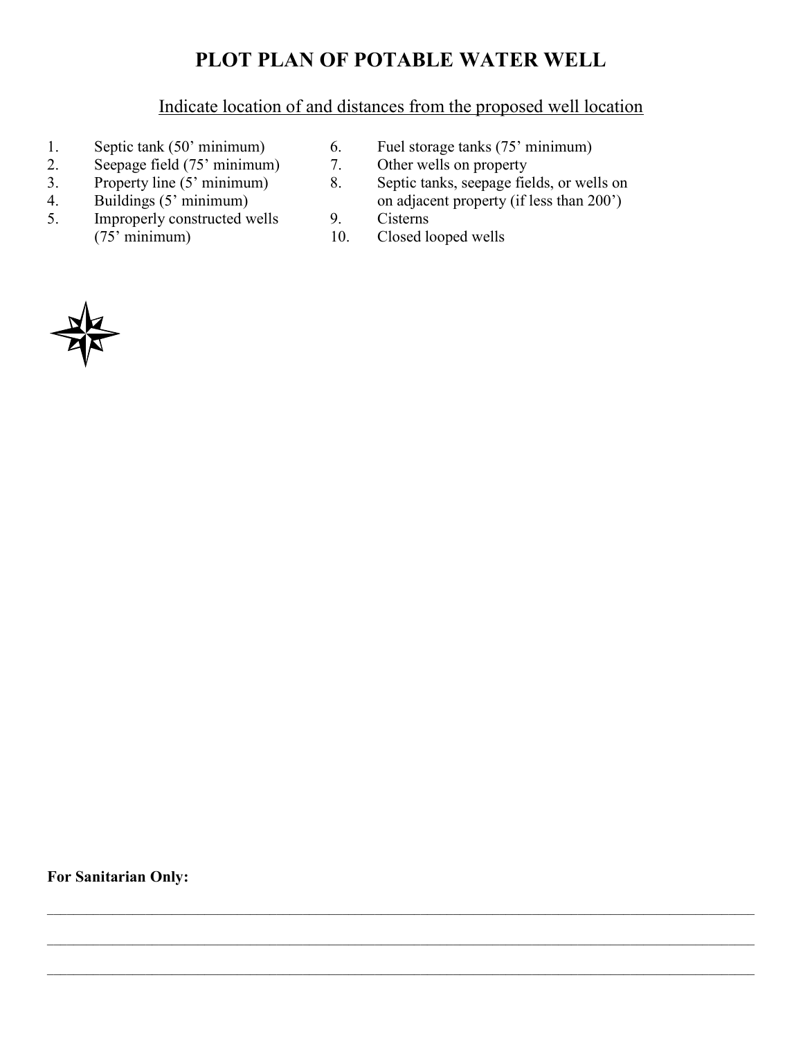# PLOT PLAN OF POTABLE WATER WELL

Indicate location of and distances from the proposed well location

1. Septic tank (50' minimum)
2. Seepage field (75' minimum)
3. Property line (5' minimum)
4. Buildings (5' minimum)
5. Improperly constructed wells (75' minimum)
6. Fuel storage tanks (75' minimum)
7. Other wells on property
8. Septic tanks, seepage fields, or wells on on adjacent property (if less than 200')
9. Cisterns
10. Closed looped wells

**For Sanitarian Only:**

\_\_\_\_\_\_\_\_\_\_\_\_\_\_\_\_\_\_\_\_\_\_\_\_\_\_\_\_\_\_\_\_\_\_\_\_\_\_\_\_\_\_\_\_\_\_\_\_\_\_\_\_\_\_\_\_\_\_\_\_\_\_\_\_\_\_\_\_\_\_\_\_\_\_\_\_\_\_

\_\_\_\_\_\_\_\_\_\_\_\_\_\_\_\_\_\_\_\_\_\_\_\_\_\_\_\_\_\_\_\_\_\_\_\_\_\_\_\_\_\_\_\_\_\_\_\_\_\_\_\_\_\_\_\_\_\_\_\_\_\_\_\_\_\_\_\_\_\_\_\_\_\_\_\_\_\_

\_\_\_\_\_\_\_\_\_\_\_\_\_\_\_\_\_\_\_\_\_\_\_\_\_\_\_\_\_\_\_\_\_\_\_\_\_\_\_\_\_\_\_\_\_\_\_\_\_\_\_\_\_\_\_\_\_\_\_\_\_\_\_\_\_\_\_\_\_\_\_\_\_\_\_\_\_\_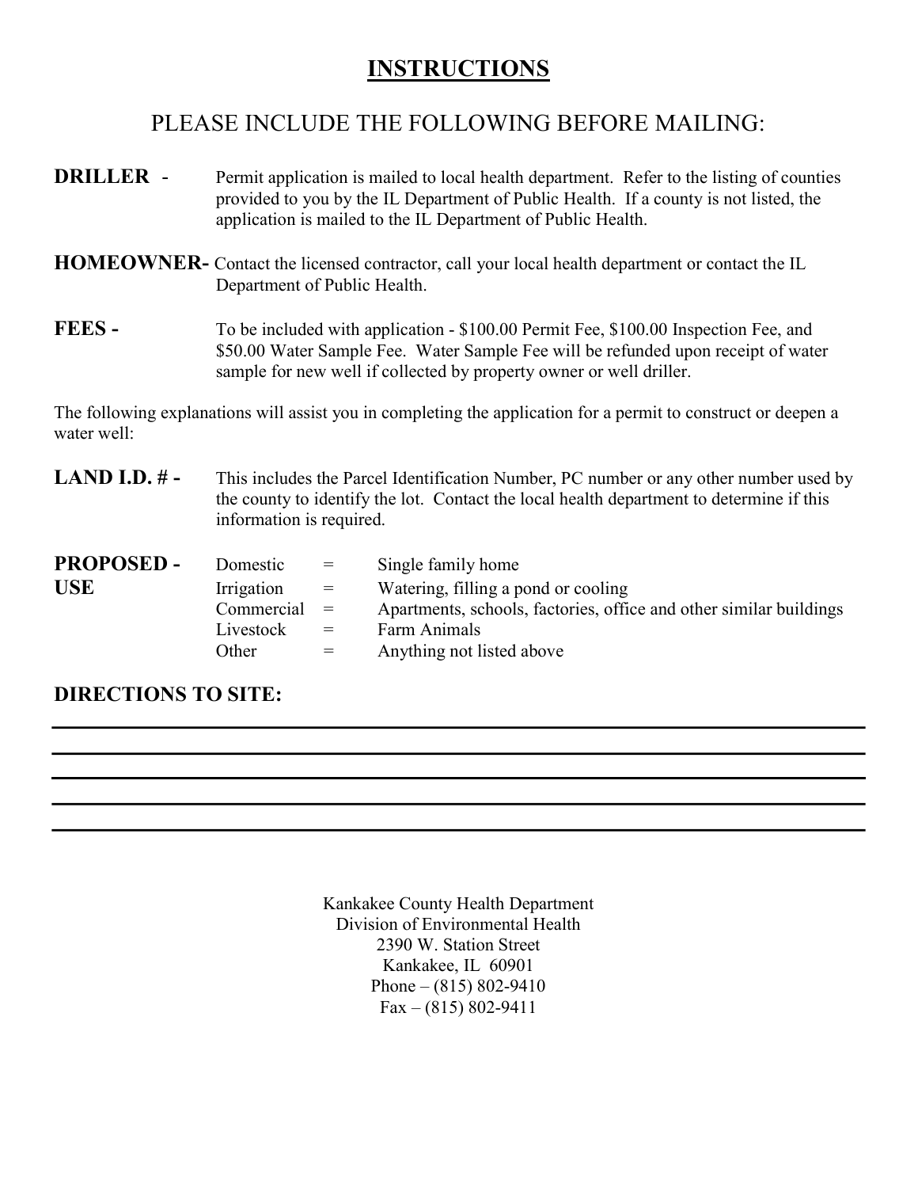# INSTRUCTIONS

## PLEASE INCLUDE THE FOLLOWING BEFORE MAILING:

**DRILLER** - Permit application is mailed to local health department. Refer to the listing of counties provided to you by the IL Department of Public Health. If a county is not listed, the application is mailed to the IL Department of Public Health.

**HOMEOWNER-** Contact the licensed contractor, call your local health department or contact the IL Department of Public Health.

**FEES -** To be included with application - $100.00 Permit Fee, $100.00 Inspection Fee, and $50.00 Water Sample Fee. Water Sample Fee will be refunded upon receipt of water sample for new well if collected by property owner or well driller.

The following explanations will assist you in completing the application for a permit to construct or deepen a water well:

**LAND I.D. # -** This includes the Parcel Identification Number, PC number or any other number used by the county to identify the lot. Contact the local health department to determine if this information is required.

**PROPOSED - USE**

| | | |
|---|---|---|
| Domestic | = | Single family home |
| Irrigation | = | Watering, filling a pond or cooling |
| Commercial | = | Apartments, schools, factories, office and other similar buildings |
| Livestock | = | Farm Animals |
| Other | = | Anything not listed above |

**DIRECTIONS TO SITE:**

\_\_\_\_\_\_\_\_\_\_\_\_\_\_\_\_\_\_\_\_\_\_\_\_\_\_\_\_\_\_\_\_\_\_\_\_\_\_\_\_

\_\_\_\_\_\_\_\_\_\_\_\_\_\_\_\_\_\_\_\_\_\_\_\_\_\_\_\_\_\_\_\_\_\_\_\_\_\_\_\_

\_\_\_\_\_\_\_\_\_\_\_\_\_\_\_\_\_\_\_\_\_\_\_\_\_\_\_\_\_\_\_\_\_\_\_\_\_\_\_\_

\_\_\_\_\_\_\_\_\_\_\_\_\_\_\_\_\_\_\_\_\_\_\_\_\_\_\_\_\_\_\_\_\_\_\_\_\_\_\_\_

\_\_\_\_\_\_\_\_\_\_\_\_\_\_\_\_\_\_\_\_\_\_\_\_\_\_\_\_\_\_\_\_\_\_\_\_\_\_\_\_

Kankakee County Health Department
Division of Environmental Health
2390 W. Station Street
Kankakee, IL 60901
Phone – (815) 802-9410
Fax – (815) 802-9411